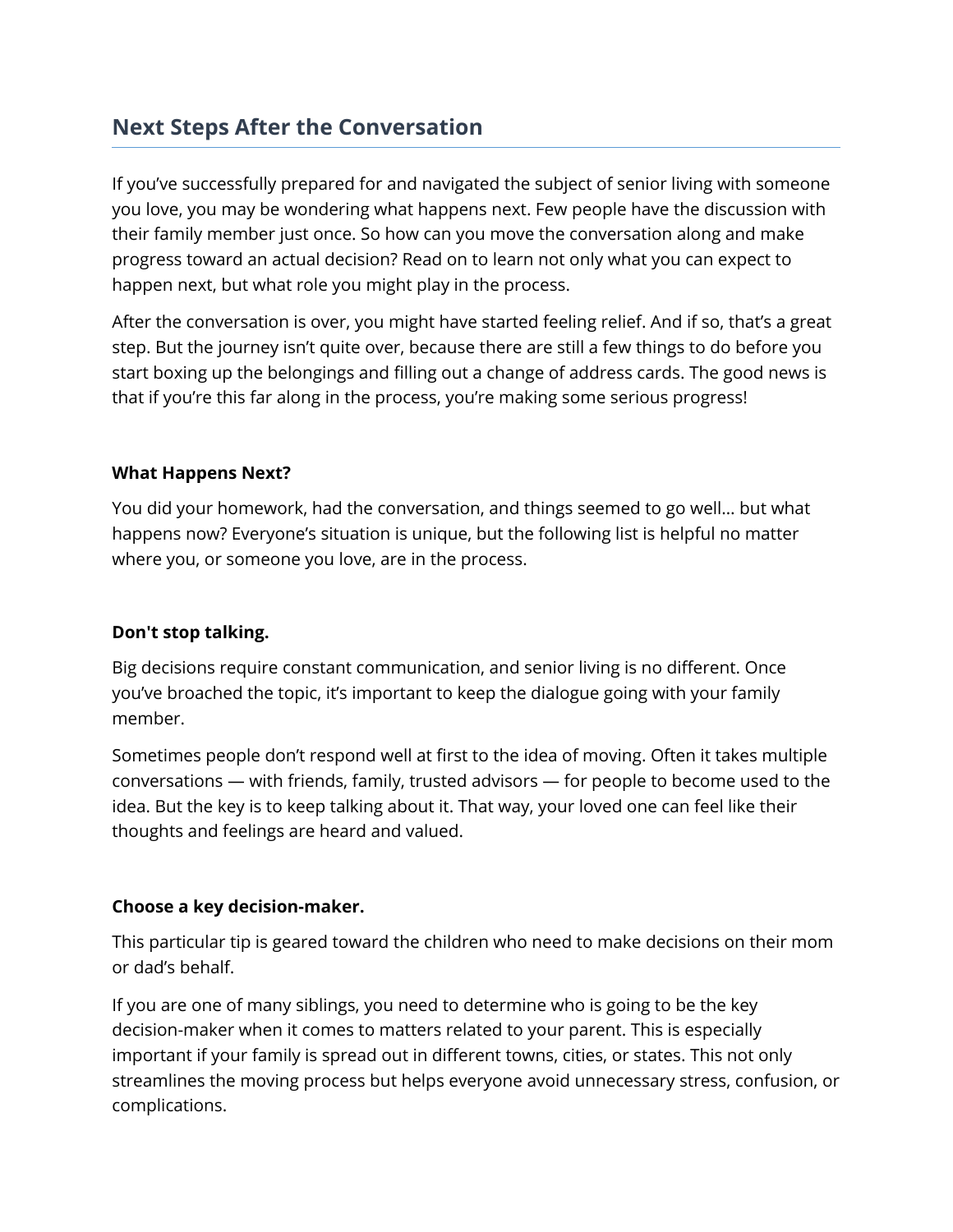## Next Steps After the Conversation

If you've successfully prepared for and navigated the subject of senior living with someone you love, you may be wondering what happens next. Few people have the discussion with their family member just once. So how can you move the conversation along and make progress toward an actual decision? Read on to learn not only what you can expect to happen next, but what role you might play in the process.

After the conversation is over, you might have started feeling relief. And if so, that's a great step. But the journey isn't quite over, because there are still a few things to do before you start boxing up the belongings and filling out a change of address cards. The good news is that if you're this far along in the process, you're making some serious progress!

**What Happens Next?**

You did your homework, had the conversation, and things seemed to go well… but what happens now? Everyone's situation is unique, but the following list is helpful no matter where you, or someone you love, are in the process.

**Don't stop talking.**

Big decisions require constant communication, and senior living is no different. Once you've broached the topic, it's important to keep the dialogue going with your family member.

Sometimes people don't respond well at first to the idea of moving. Often it takes multiple conversations — with friends, family, trusted advisors — for people to become used to the idea. But the key is to keep talking about it. That way, your loved one can feel like their thoughts and feelings are heard and valued.

**Choose a key decision-maker.**

This particular tip is geared toward the children who need to make decisions on their mom or dad's behalf.

If you are one of many siblings, you need to determine who is going to be the key decision-maker when it comes to matters related to your parent. This is especially important if your family is spread out in different towns, cities, or states. This not only streamlines the moving process but helps everyone avoid unnecessary stress, confusion, or complications.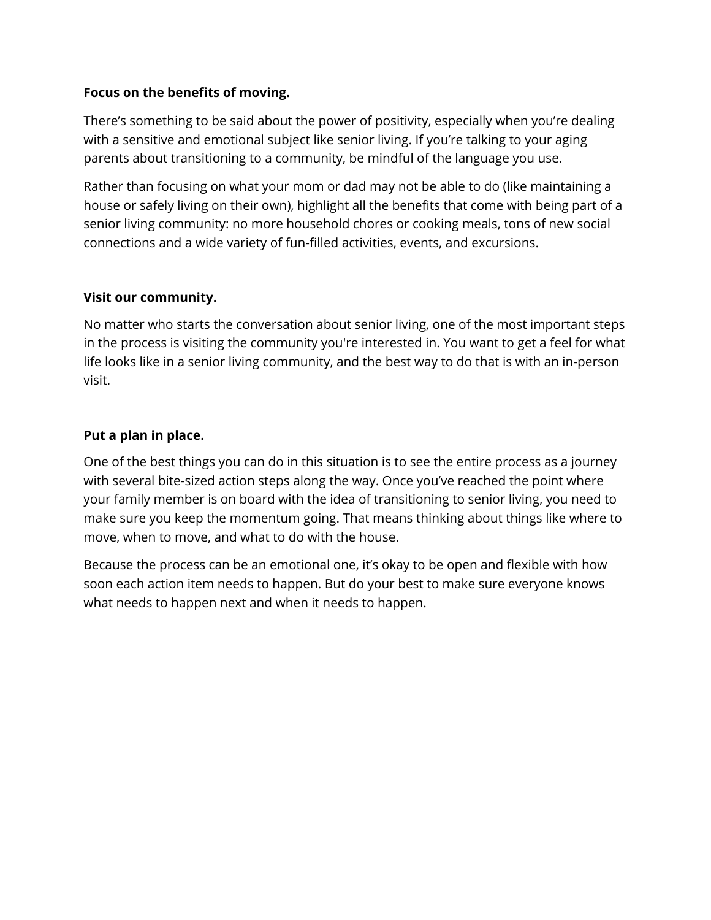**Focus on the benefits of moving.**

There's something to be said about the power of positivity, especially when you're dealing with a sensitive and emotional subject like senior living. If you're talking to your aging parents about transitioning to a community, be mindful of the language you use.

Rather than focusing on what your mom or dad may not be able to do (like maintaining a house or safely living on their own), highlight all the benefits that come with being part of a senior living community: no more household chores or cooking meals, tons of new social connections and a wide variety of fun-filled activities, events, and excursions.

**Visit our community.**

No matter who starts the conversation about senior living, one of the most important steps in the process is visiting the community you're interested in. You want to get a feel for what life looks like in a senior living community, and the best way to do that is with an in-person visit.

**Put a plan in place.**

One of the best things you can do in this situation is to see the entire process as a journey with several bite-sized action steps along the way. Once you've reached the point where your family member is on board with the idea of transitioning to senior living, you need to make sure you keep the momentum going. That means thinking about things like where to move, when to move, and what to do with the house.

Because the process can be an emotional one, it's okay to be open and flexible with how soon each action item needs to happen. But do your best to make sure everyone knows what needs to happen next and when it needs to happen.